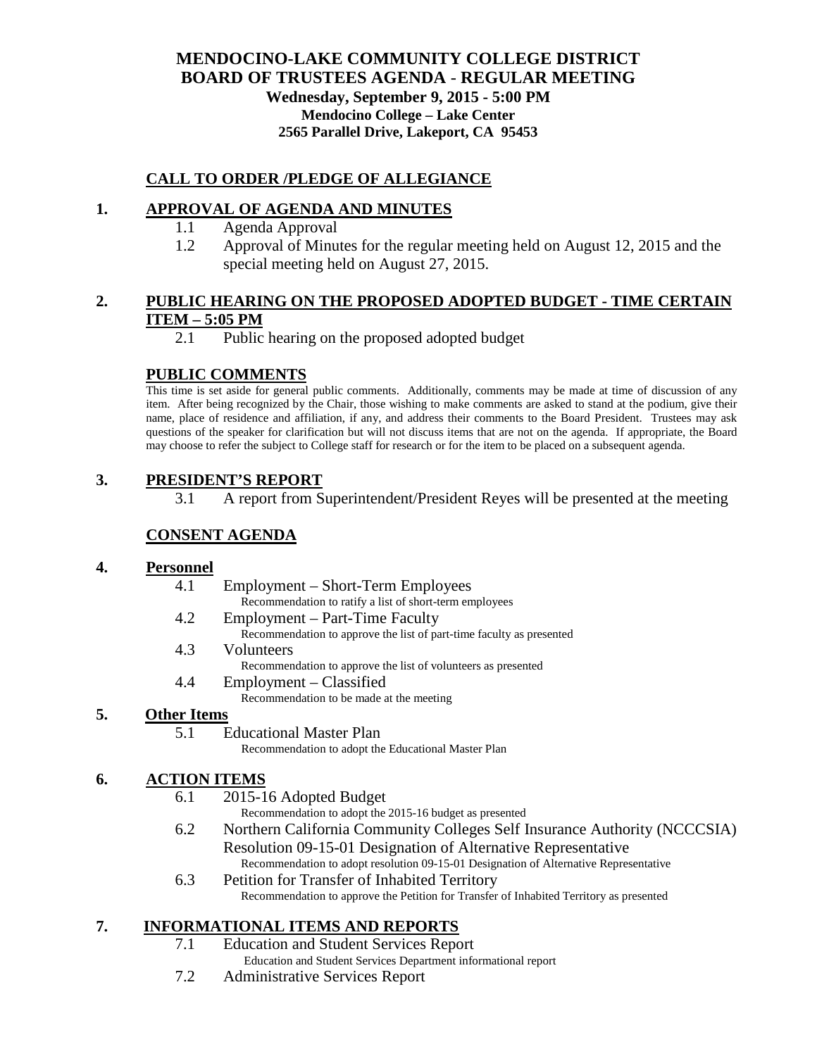# MENDOCINO-LAKE COMMUNITY COLLEGE DISTRICT
## BOARD OF TRUSTEES AGENDA - REGULAR MEETING

**Wednesday, September 9, 2015 - 5:00 PM**
**Mendocino College – Lake Center**
**2565 Parallel Drive, Lakeport, CA 95453**

## CALL TO ORDER /PLEDGE OF ALLEGIANCE

## 1. APPROVAL OF AGENDA AND MINUTES

- 1.1 Agenda Approval
- 1.2 Approval of Minutes for the regular meeting held on August 12, 2015 and the special meeting held on August 27, 2015.

## 2. PUBLIC HEARING ON THE PROPOSED ADOPTED BUDGET - TIME CERTAIN ITEM – 5:05 PM

- 2.1 Public hearing on the proposed adopted budget

## PUBLIC COMMENTS

This time is set aside for general public comments. Additionally, comments may be made at time of discussion of any item. After being recognized by the Chair, those wishing to make comments are asked to stand at the podium, give their name, place of residence and affiliation, if any, and address their comments to the Board President. Trustees may ask questions of the speaker for clarification but will not discuss items that are not on the agenda. If appropriate, the Board may choose to refer the subject to College staff for research or for the item to be placed on a subsequent agenda.

## 3. PRESIDENT'S REPORT

- 3.1 A report from Superintendent/President Reyes will be presented at the meeting

## CONSENT AGENDA

## 4. Personnel

- 4.1 Employment – Short-Term Employees
  Recommendation to ratify a list of short-term employees
- 4.2 Employment – Part-Time Faculty
  Recommendation to approve the list of part-time faculty as presented
- 4.3 Volunteers
  Recommendation to approve the list of volunteers as presented
- 4.4 Employment – Classified
  Recommendation to be made at the meeting

## 5. Other Items

- 5.1 Educational Master Plan
  Recommendation to adopt the Educational Master Plan

## 6. ACTION ITEMS

- 6.1 2015-16 Adopted Budget
  Recommendation to adopt the 2015-16 budget as presented
- 6.2 Northern California Community Colleges Self Insurance Authority (NCCCSIA) Resolution 09-15-01 Designation of Alternative Representative
  Recommendation to adopt resolution 09-15-01 Designation of Alternative Representative
- 6.3 Petition for Transfer of Inhabited Territory
  Recommendation to approve the Petition for Transfer of Inhabited Territory as presented

## 7. INFORMATIONAL ITEMS AND REPORTS

- 7.1 Education and Student Services Report
  Education and Student Services Department informational report
- 7.2 Administrative Services Report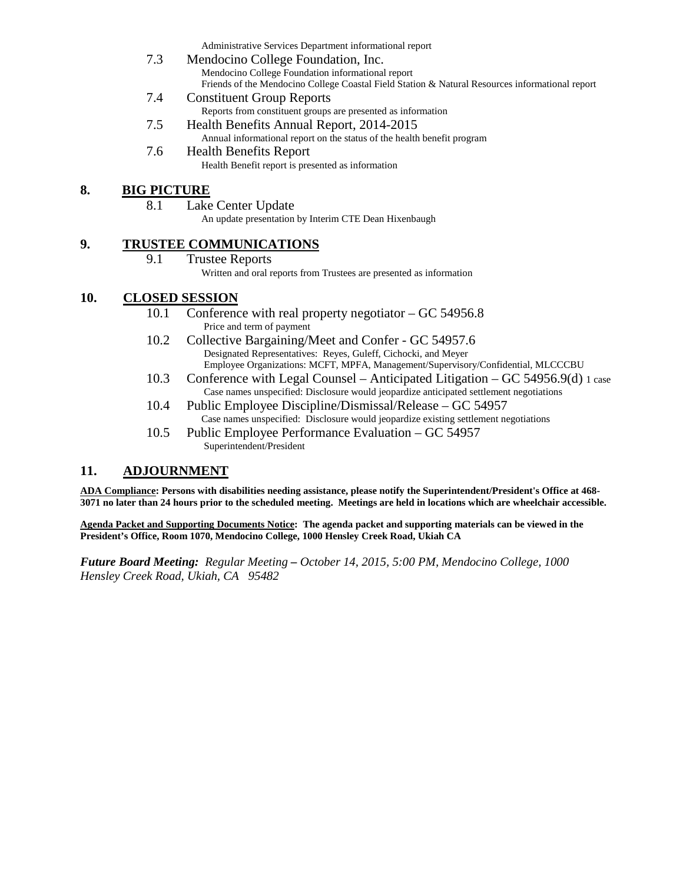Administrative Services Department informational report

7.3 Mendocino College Foundation, Inc.
Mendocino College Foundation informational report
Friends of the Mendocino College Coastal Field Station & Natural Resources informational report

7.4 Constituent Group Reports
Reports from constituent groups are presented as information

7.5 Health Benefits Annual Report, 2014-2015
Annual informational report on the status of the health benefit program

7.6 Health Benefits Report
Health Benefit report is presented as information

## 8. BIG PICTURE

8.1 Lake Center Update
An update presentation by Interim CTE Dean Hixenbaugh

## 9. TRUSTEE COMMUNICATIONS

9.1 Trustee Reports
Written and oral reports from Trustees are presented as information

## 10. CLOSED SESSION

10.1 Conference with real property negotiator – GC 54956.8
Price and term of payment

10.2 Collective Bargaining/Meet and Confer - GC 54957.6
Designated Representatives: Reyes, Guleff, Cichocki, and Meyer
Employee Organizations: MCFT, MPFA, Management/Supervisory/Confidential, MLCCCBU

10.3 Conference with Legal Counsel – Anticipated Litigation – GC 54956.9(d) 1 case
Case names unspecified: Disclosure would jeopardize anticipated settlement negotiations

10.4 Public Employee Discipline/Dismissal/Release – GC 54957
Case names unspecified: Disclosure would jeopardize existing settlement negotiations

10.5 Public Employee Performance Evaluation – GC 54957
Superintendent/President

## 11. ADJOURNMENT

**ADA Compliance: Persons with disabilities needing assistance, please notify the Superintendent/President's Office at 468-3071 no later than 24 hours prior to the scheduled meeting. Meetings are held in locations which are wheelchair accessible.**

**Agenda Packet and Supporting Documents Notice: The agenda packet and supporting materials can be viewed in the President's Office, Room 1070, Mendocino College, 1000 Hensley Creek Road, Ukiah CA**

***Future Board Meeting:*** *Regular Meeting – October 14, 2015, 5:00 PM, Mendocino College, 1000 Hensley Creek Road, Ukiah, CA 95482*